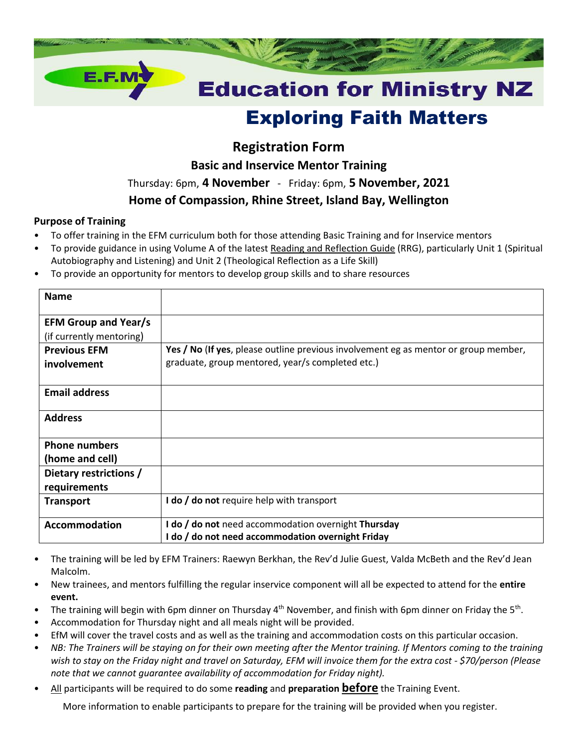E.F.M

# Education for Ministry NZ

# Exploring Faith Matters

## Registration Form

### Basic and Inservice Mentor Training

Thursday: 6pm, **4 November** - Friday: 6pm, **5 November, 2021**

**Home of Compassion, Rhine Street, Island Bay, Wellington**

**Purpose of Training**

- To offer training in the EFM curriculum both for those attending Basic Training and for Inservice mentors
- To provide guidance in using Volume A of the latest Reading and Reflection Guide (RRG), particularly Unit 1 (Spiritual Autobiography and Listening) and Unit 2 (Theological Reflection as a Life Skill)
- To provide an opportunity for mentors to develop group skills and to share resources

| | |
|---|---|
| **Name** | |
| **EFM Group and Year/s** (if currently mentoring) | |
| **Previous EFM involvement** | **Yes / No** (**If yes**, please outline previous involvement eg as mentor or group member, graduate, group mentored, year/s completed etc.) |
| **Email address** | |
| **Address** | |
| **Phone numbers (home and cell)** | |
| **Dietary restrictions / requirements** | |
| **Transport** | **I do / do not** require help with transport |
| **Accommodation** | **I do / do not** need accommodation overnight **Thursday**<br>**I do / do not need accommodation overnight Friday** |

- The training will be led by EFM Trainers: Raewyn Berkhan, the Rev'd Julie Guest, Valda McBeth and the Rev'd Jean Malcolm.
- New trainees, and mentors fulfilling the regular inservice component will all be expected to attend for the **entire event.**
- The training will begin with 6pm dinner on Thursday 4th November, and finish with 6pm dinner on Friday the 5th.
- Accommodation for Thursday night and all meals night will be provided.
- EfM will cover the travel costs and as well as the training and accommodation costs on this particular occasion.
- *NB: The Trainers will be staying on for their own meeting after the Mentor training. If Mentors coming to the training wish to stay on the Friday night and travel on Saturday, EFM will invoice them for the extra cost - $70/person (Please note that we cannot guarantee availability of accommodation for Friday night).*
- All participants will be required to do some **reading** and **preparation** **before** the Training Event.

More information to enable participants to prepare for the training will be provided when you register.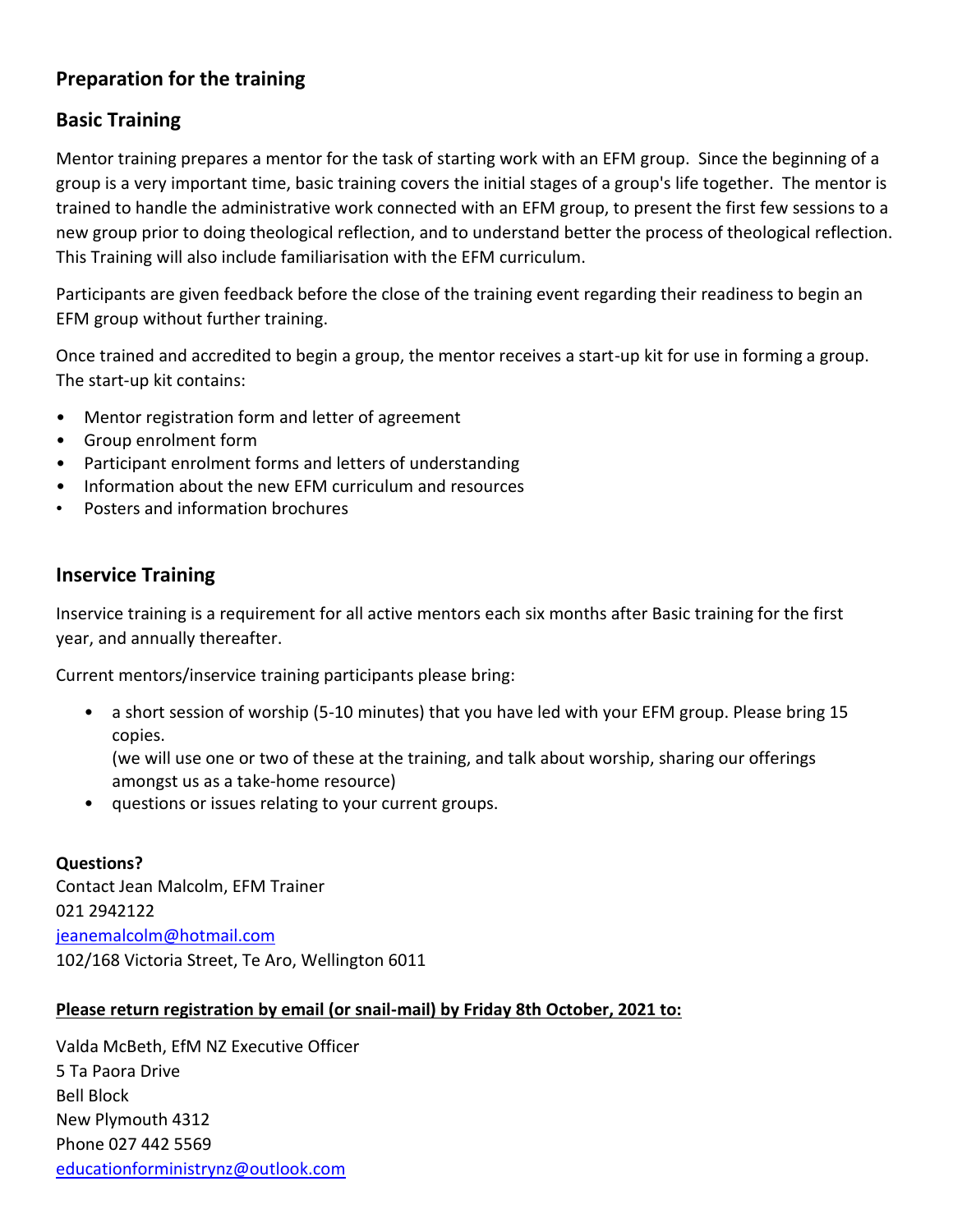## Preparation for the training

### Basic Training

Mentor training prepares a mentor for the task of starting work with an EFM group. Since the beginning of a group is a very important time, basic training covers the initial stages of a group's life together. The mentor is trained to handle the administrative work connected with an EFM group, to present the first few sessions to a new group prior to doing theological reflection, and to understand better the process of theological reflection. This Training will also include familiarisation with the EFM curriculum.

Participants are given feedback before the close of the training event regarding their readiness to begin an EFM group without further training.

Once trained and accredited to begin a group, the mentor receives a start-up kit for use in forming a group. The start-up kit contains:

- Mentor registration form and letter of agreement
- Group enrolment form
- Participant enrolment forms and letters of understanding
- Information about the new EFM curriculum and resources
- Posters and information brochures

### Inservice Training

Inservice training is a requirement for all active mentors each six months after Basic training for the first year, and annually thereafter.

Current mentors/inservice training participants please bring:

- a short session of worship (5-10 minutes) that you have led with your EFM group. Please bring 15 copies.
  (we will use one or two of these at the training, and talk about worship, sharing our offerings amongst us as a take-home resource)
- questions or issues relating to your current groups.

**Questions?**
Contact Jean Malcolm, EFM Trainer
021 2942122
jeanemalcolm@hotmail.com
102/168 Victoria Street, Te Aro, Wellington 6011

**Please return registration by email (or snail-mail) by Friday 8th October, 2021 to:**

Valda McBeth, EfM NZ Executive Officer
5 Ta Paora Drive
Bell Block
New Plymouth 4312
Phone 027 442 5569
educationforministrynz@outlook.com